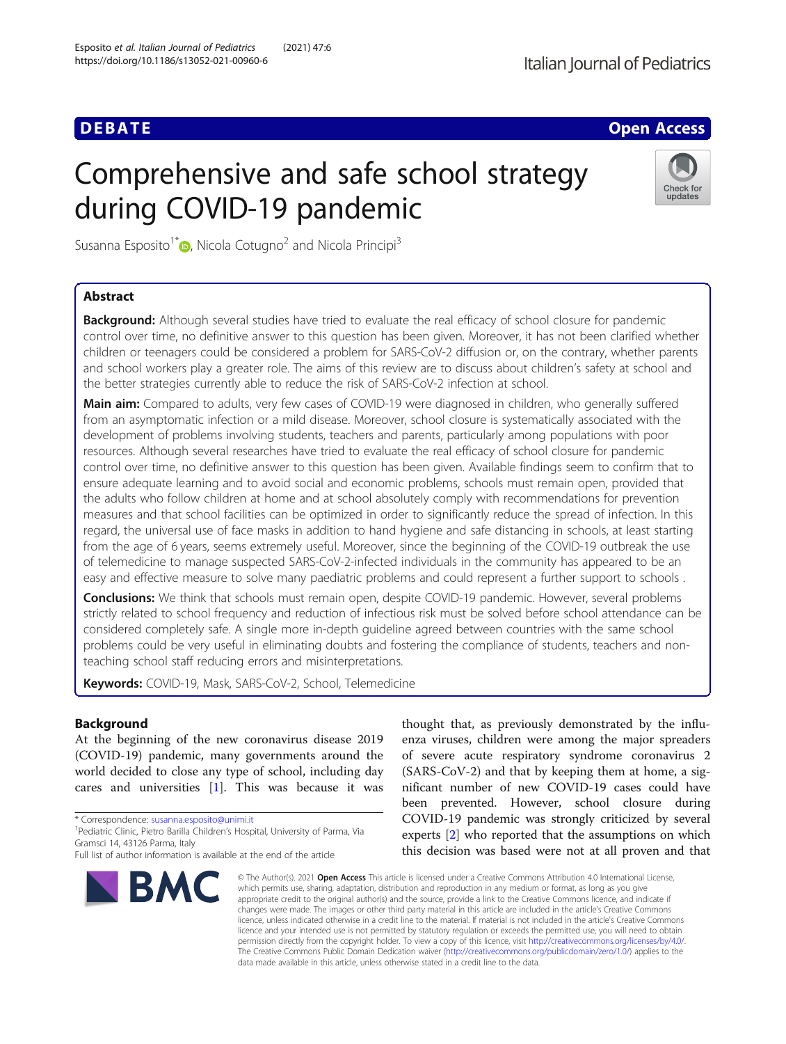DEBATE

Open Access

# Comprehensive and safe school strategy during COVID-19 pandemic

Susanna Esposito[1*], Nicola Cotugno[2] and Nicola Principi[3]

## Abstract

**Background:** Although several studies have tried to evaluate the real efficacy of school closure for pandemic control over time, no definitive answer to this question has been given. Moreover, it has not been clarified whether children or teenagers could be considered a problem for SARS-CoV-2 diffusion or, on the contrary, whether parents and school workers play a greater role. The aims of this review are to discuss about children's safety at school and the better strategies currently able to reduce the risk of SARS-CoV-2 infection at school.

**Main aim:** Compared to adults, very few cases of COVID-19 were diagnosed in children, who generally suffered from an asymptomatic infection or a mild disease. Moreover, school closure is systematically associated with the development of problems involving students, teachers and parents, particularly among populations with poor resources. Although several researches have tried to evaluate the real efficacy of school closure for pandemic control over time, no definitive answer to this question has been given. Available findings seem to confirm that to ensure adequate learning and to avoid social and economic problems, schools must remain open, provided that the adults who follow children at home and at school absolutely comply with recommendations for prevention measures and that school facilities can be optimized in order to significantly reduce the spread of infection. In this regard, the universal use of face masks in addition to hand hygiene and safe distancing in schools, at least starting from the age of 6 years, seems extremely useful. Moreover, since the beginning of the COVID-19 outbreak the use of telemedicine to manage suspected SARS-CoV-2-infected individuals in the community has appeared to be an easy and effective measure to solve many paediatric problems and could represent a further support to schools .

**Conclusions:** We think that schools must remain open, despite COVID-19 pandemic. However, several problems strictly related to school frequency and reduction of infectious risk must be solved before school attendance can be considered completely safe. A single more in-depth guideline agreed between countries with the same school problems could be very useful in eliminating doubts and fostering the compliance of students, teachers and non-teaching school staff reducing errors and misinterpretations.

**Keywords:** COVID-19, Mask, SARS-CoV-2, School, Telemedicine

## Background

At the beginning of the new coronavirus disease 2019 (COVID-19) pandemic, many governments around the world decided to close any type of school, including day cares and universities [1]. This was because it was thought that, as previously demonstrated by the influenza viruses, children were among the major spreaders of severe acute respiratory syndrome coronavirus 2 (SARS-CoV-2) and that by keeping them at home, a significant number of new COVID-19 cases could have been prevented. However, school closure during COVID-19 pandemic was strongly criticized by several experts [2] who reported that the assumptions on which this decision was based were not at all proven and that

\* Correspondence: susanna.esposito@unimi.it
[1]Pediatric Clinic, Pietro Barilla Children's Hospital, University of Parma, Via Gramsci 14, 43126 Parma, Italy
Full list of author information is available at the end of the article

© The Author(s). 2021 **Open Access** This article is licensed under a Creative Commons Attribution 4.0 International License, which permits use, sharing, adaptation, distribution and reproduction in any medium or format, as long as you give appropriate credit to the original author(s) and the source, provide a link to the Creative Commons licence, and indicate if changes were made. The images or other third party material in this article are included in the article's Creative Commons licence, unless indicated otherwise in a credit line to the material. If material is not included in the article's Creative Commons licence and your intended use is not permitted by statutory regulation or exceeds the permitted use, you will need to obtain permission directly from the copyright holder. To view a copy of this licence, visit http://creativecommons.org/licenses/by/4.0/. The Creative Commons Public Domain Dedication waiver (http://creativecommons.org/publicdomain/zero/1.0/) applies to the data made available in this article, unless otherwise stated in a credit line to the data.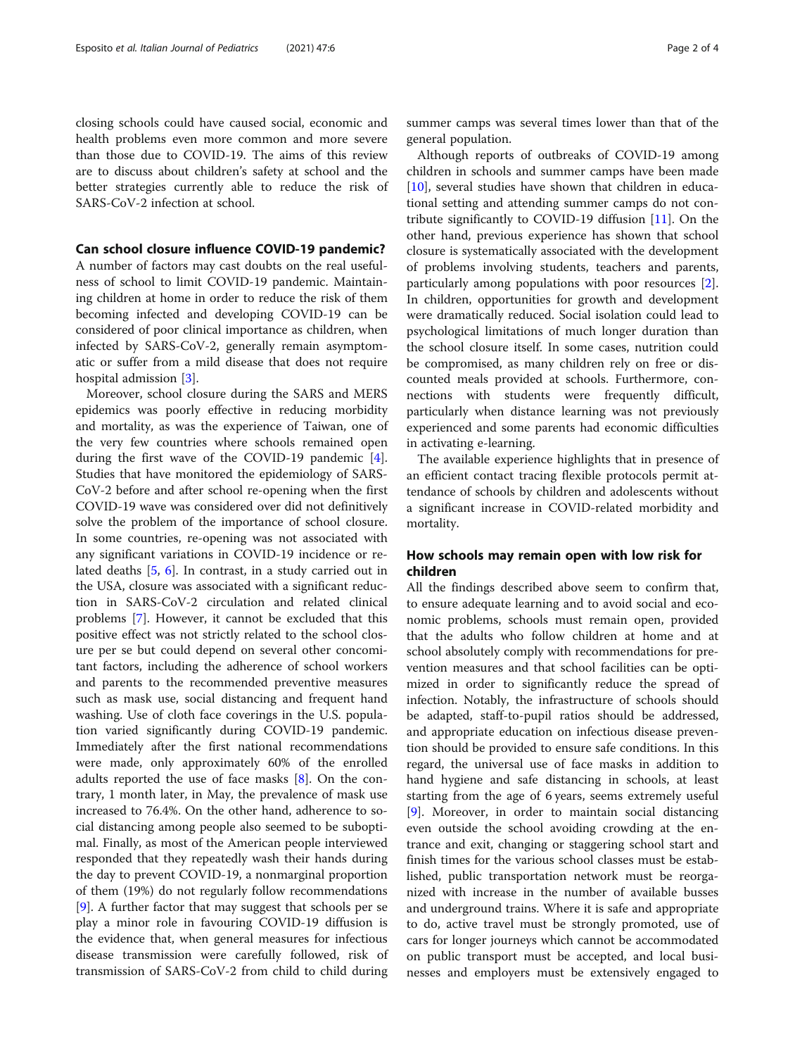closing schools could have caused social, economic and health problems even more common and more severe than those due to COVID-19. The aims of this review are to discuss about children's safety at school and the better strategies currently able to reduce the risk of SARS-CoV-2 infection at school.

## Can school closure influence COVID-19 pandemic?

A number of factors may cast doubts on the real usefulness of school to limit COVID-19 pandemic. Maintaining children at home in order to reduce the risk of them becoming infected and developing COVID-19 can be considered of poor clinical importance as children, when infected by SARS-CoV-2, generally remain asymptomatic or suffer from a mild disease that does not require hospital admission [3].

Moreover, school closure during the SARS and MERS epidemics was poorly effective in reducing morbidity and mortality, as was the experience of Taiwan, one of the very few countries where schools remained open during the first wave of the COVID-19 pandemic [4]. Studies that have monitored the epidemiology of SARS-CoV-2 before and after school re-opening when the first COVID-19 wave was considered over did not definitively solve the problem of the importance of school closure. In some countries, re-opening was not associated with any significant variations in COVID-19 incidence or related deaths [5, 6]. In contrast, in a study carried out in the USA, closure was associated with a significant reduction in SARS-CoV-2 circulation and related clinical problems [7]. However, it cannot be excluded that this positive effect was not strictly related to the school closure per se but could depend on several other concomitant factors, including the adherence of school workers and parents to the recommended preventive measures such as mask use, social distancing and frequent hand washing. Use of cloth face coverings in the U.S. population varied significantly during COVID-19 pandemic. Immediately after the first national recommendations were made, only approximately 60% of the enrolled adults reported the use of face masks [8]. On the contrary, 1 month later, in May, the prevalence of mask use increased to 76.4%. On the other hand, adherence to social distancing among people also seemed to be suboptimal. Finally, as most of the American people interviewed responded that they repeatedly wash their hands during the day to prevent COVID-19, a nonmarginal proportion of them (19%) do not regularly follow recommendations [9]. A further factor that may suggest that schools per se play a minor role in favouring COVID-19 diffusion is the evidence that, when general measures for infectious disease transmission were carefully followed, risk of transmission of SARS-CoV-2 from child to child during summer camps was several times lower than that of the general population.

Although reports of outbreaks of COVID-19 among children in schools and summer camps have been made [10], several studies have shown that children in educational setting and attending summer camps do not contribute significantly to COVID-19 diffusion [11]. On the other hand, previous experience has shown that school closure is systematically associated with the development of problems involving students, teachers and parents, particularly among populations with poor resources [2]. In children, opportunities for growth and development were dramatically reduced. Social isolation could lead to psychological limitations of much longer duration than the school closure itself. In some cases, nutrition could be compromised, as many children rely on free or discounted meals provided at schools. Furthermore, connections with students were frequently difficult, particularly when distance learning was not previously experienced and some parents had economic difficulties in activating e-learning.

The available experience highlights that in presence of an efficient contact tracing flexible protocols permit attendance of schools by children and adolescents without a significant increase in COVID-related morbidity and mortality.

## How schools may remain open with low risk for children

All the findings described above seem to confirm that, to ensure adequate learning and to avoid social and economic problems, schools must remain open, provided that the adults who follow children at home and at school absolutely comply with recommendations for prevention measures and that school facilities can be optimized in order to significantly reduce the spread of infection. Notably, the infrastructure of schools should be adapted, staff-to-pupil ratios should be addressed, and appropriate education on infectious disease prevention should be provided to ensure safe conditions. In this regard, the universal use of face masks in addition to hand hygiene and safe distancing in schools, at least starting from the age of 6 years, seems extremely useful [9]. Moreover, in order to maintain social distancing even outside the school avoiding crowding at the entrance and exit, changing or staggering school start and finish times for the various school classes must be established, public transportation network must be reorganized with increase in the number of available busses and underground trains. Where it is safe and appropriate to do, active travel must be strongly promoted, use of cars for longer journeys which cannot be accommodated on public transport must be accepted, and local businesses and employers must be extensively engaged to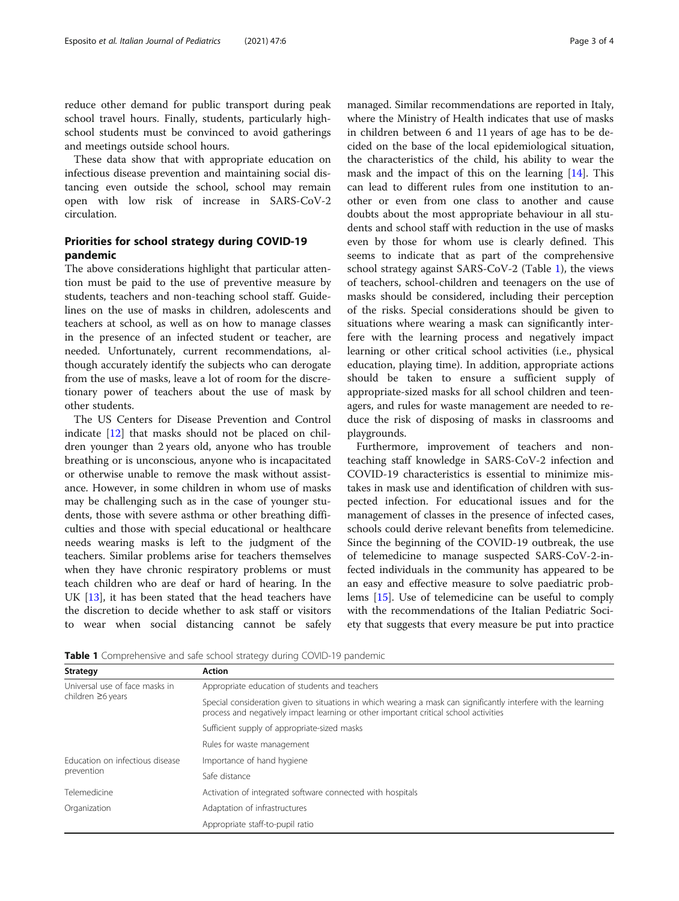reduce other demand for public transport during peak school travel hours. Finally, students, particularly high-school students must be convinced to avoid gatherings and meetings outside school hours.

These data show that with appropriate education on infectious disease prevention and maintaining social distancing even outside the school, school may remain open with low risk of increase in SARS-CoV-2 circulation.

## Priorities for school strategy during COVID-19 pandemic

The above considerations highlight that particular attention must be paid to the use of preventive measure by students, teachers and non-teaching school staff. Guidelines on the use of masks in children, adolescents and teachers at school, as well as on how to manage classes in the presence of an infected student or teacher, are needed. Unfortunately, current recommendations, although accurately identify the subjects who can derogate from the use of masks, leave a lot of room for the discretionary power of teachers about the use of mask by other students.

The US Centers for Disease Prevention and Control indicate [12] that masks should not be placed on children younger than 2 years old, anyone who has trouble breathing or is unconscious, anyone who is incapacitated or otherwise unable to remove the mask without assistance. However, in some children in whom use of masks may be challenging such as in the case of younger students, those with severe asthma or other breathing difficulties and those with special educational or healthcare needs wearing masks is left to the judgment of the teachers. Similar problems arise for teachers themselves when they have chronic respiratory problems or must teach children who are deaf or hard of hearing. In the UK [13], it has been stated that the head teachers have the discretion to decide whether to ask staff or visitors to wear when social distancing cannot be safely managed. Similar recommendations are reported in Italy, where the Ministry of Health indicates that use of masks in children between 6 and 11 years of age has to be decided on the base of the local epidemiological situation, the characteristics of the child, his ability to wear the mask and the impact of this on the learning [14]. This can lead to different rules from one institution to another or even from one class to another and cause doubts about the most appropriate behaviour in all students and school staff with reduction in the use of masks even by those for whom use is clearly defined. This seems to indicate that as part of the comprehensive school strategy against SARS-CoV-2 (Table 1), the views of teachers, school-children and teenagers on the use of masks should be considered, including their perception of the risks. Special considerations should be given to situations where wearing a mask can significantly interfere with the learning process and negatively impact learning or other critical school activities (i.e., physical education, playing time). In addition, appropriate actions should be taken to ensure a sufficient supply of appropriate-sized masks for all school children and teenagers, and rules for waste management are needed to reduce the risk of disposing of masks in classrooms and playgrounds.

Furthermore, improvement of teachers and non-teaching staff knowledge in SARS-CoV-2 infection and COVID-19 characteristics is essential to minimize mistakes in mask use and identification of children with suspected infection. For educational issues and for the management of classes in the presence of infected cases, schools could derive relevant benefits from telemedicine. Since the beginning of the COVID-19 outbreak, the use of telemedicine to manage suspected SARS-CoV-2-infected individuals in the community has appeared to be an easy and effective measure to solve paediatric problems [15]. Use of telemedicine can be useful to comply with the recommendations of the Italian Pediatric Society that suggests that every measure be put into practice

**Table 1** Comprehensive and safe school strategy during COVID-19 pandemic

| Strategy | Action |
|---|---|
| Universal use of face masks in children ≥6 years | Appropriate education of students and teachers |
| | Special consideration given to situations in which wearing a mask can significantly interfere with the learning process and negatively impact learning or other important critical school activities |
| | Sufficient supply of appropriate-sized masks |
| | Rules for waste management |
| Education on infectious disease prevention | Importance of hand hygiene |
| | Safe distance |
| Telemedicine | Activation of integrated software connected with hospitals |
| Organization | Adaptation of infrastructures |
| | Appropriate staff-to-pupil ratio |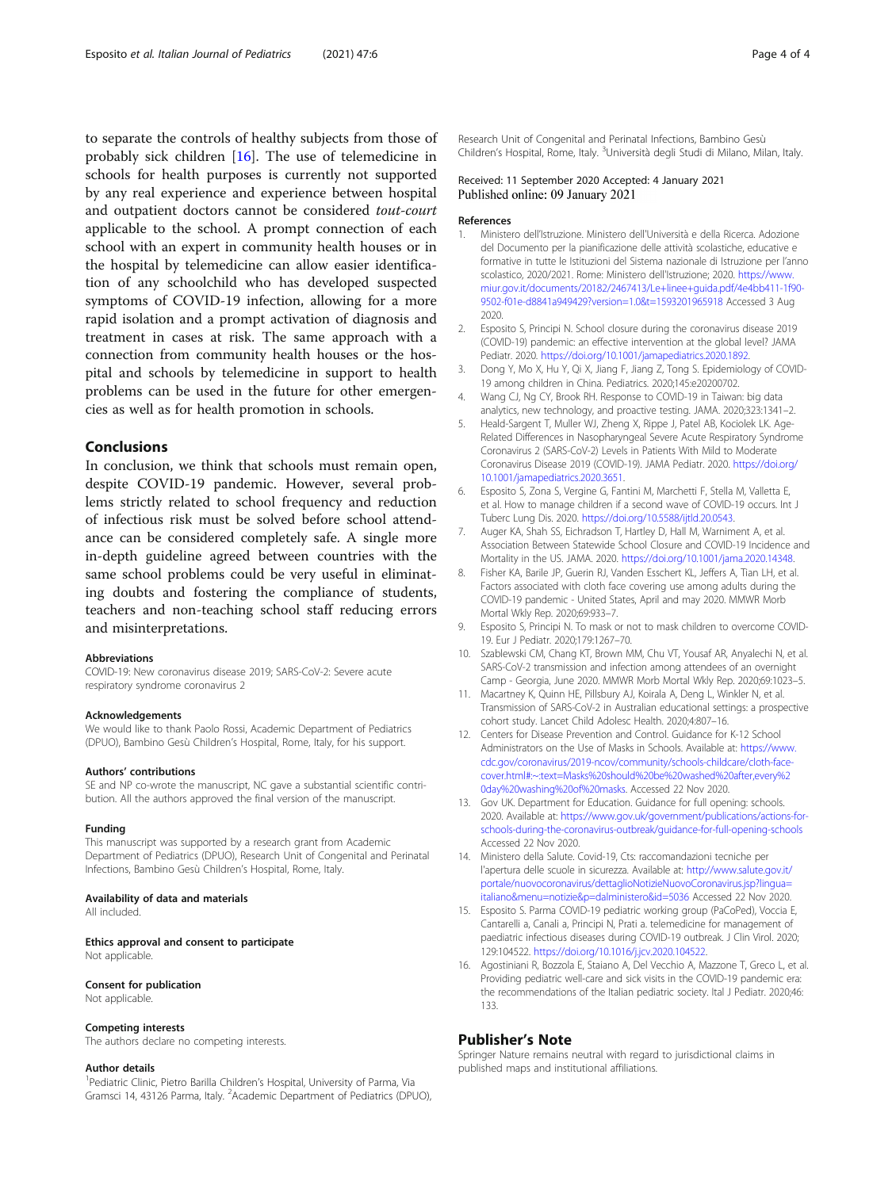to separate the controls of healthy subjects from those of probably sick children [16]. The use of telemedicine in schools for health purposes is currently not supported by any real experience and experience between hospital and outpatient doctors cannot be considered *tout-court* applicable to the school. A prompt connection of each school with an expert in community health houses or in the hospital by telemedicine can allow easier identification of any schoolchild who has developed suspected symptoms of COVID-19 infection, allowing for a more rapid isolation and a prompt activation of diagnosis and treatment in cases at risk. The same approach with a connection from community health houses or the hospital and schools by telemedicine in support to health problems can be used in the future for other emergencies as well as for health promotion in schools.

## Conclusions

In conclusion, we think that schools must remain open, despite COVID-19 pandemic. However, several problems strictly related to school frequency and reduction of infectious risk must be solved before school attendance can be considered completely safe. A single more in-depth guideline agreed between countries with the same school problems could be very useful in eliminating doubts and fostering the compliance of students, teachers and non-teaching school staff reducing errors and misinterpretations.

#### Abbreviations

COVID-19: New coronavirus disease 2019; SARS-CoV-2: Severe acute respiratory syndrome coronavirus 2

#### Acknowledgements

We would like to thank Paolo Rossi, Academic Department of Pediatrics (DPUO), Bambino Gesù Children's Hospital, Rome, Italy, for his support.

#### Authors' contributions

SE and NP co-wrote the manuscript, NC gave a substantial scientific contribution. All the authors approved the final version of the manuscript.

#### Funding

This manuscript was supported by a research grant from Academic Department of Pediatrics (DPUO), Research Unit of Congenital and Perinatal Infections, Bambino Gesù Children's Hospital, Rome, Italy.

#### Availability of data and materials

All included.

#### Ethics approval and consent to participate

Not applicable.

#### Consent for publication

Not applicable.

#### Competing interests

The authors declare no competing interests.

#### Author details

[1]Pediatric Clinic, Pietro Barilla Children's Hospital, University of Parma, Via Gramsci 14, 43126 Parma, Italy. [2]Academic Department of Pediatrics (DPUO), Research Unit of Congenital and Perinatal Infections, Bambino Gesù Children's Hospital, Rome, Italy. [3]Università degli Studi di Milano, Milan, Italy.

Received: 11 September 2020 Accepted: 4 January 2021
Published online: 09 January 2021

#### References

1. Ministero dell'Istruzione. Ministero dell'Università e della Ricerca. Adozione del Documento per la pianificazione delle attività scolastiche, educative e formative in tutte le Istituzioni del Sistema nazionale di Istruzione per l'anno scolastico, 2020/2021. Rome: Ministero dell'Istruzione; 2020. https://www.miur.gov.it/documents/20182/2467413/Le+linee+guida.pdf/4e4bb411-1f90-9502-f01e-d8841a949429?version=1.0&t=1593201965918 Accessed 3 Aug 2020.
2. Esposito S, Principi N. School closure during the coronavirus disease 2019 (COVID-19) pandemic: an effective intervention at the global level? JAMA Pediatr. 2020. https://doi.org/10.1001/jamapediatrics.2020.1892.
3. Dong Y, Mo X, Hu Y, Qi X, Jiang F, Jiang Z, Tong S. Epidemiology of COVID-19 among children in China. Pediatrics. 2020;145:e20200702.
4. Wang CJ, Ng CY, Brook RH. Response to COVID-19 in Taiwan: big data analytics, new technology, and proactive testing. JAMA. 2020;323:1341–2.
5. Heald-Sargent T, Muller WJ, Zheng X, Rippe J, Patel AB, Kociolek LK. Age-Related Differences in Nasopharyngeal Severe Acute Respiratory Syndrome Coronavirus 2 (SARS-CoV-2) Levels in Patients With Mild to Moderate Coronavirus Disease 2019 (COVID-19). JAMA Pediatr. 2020. https://doi.org/10.1001/jamapediatrics.2020.3651.
6. Esposito S, Zona S, Vergine G, Fantini M, Marchetti F, Stella M, Valletta E, et al. How to manage children if a second wave of COVID-19 occurs. Int J Tuberc Lung Dis. 2020. https://doi.org/10.5588/ijtld.20.0543.
7. Auger KA, Shah SS, Eichradson T, Hartley D, Hall M, Warniment A, et al. Association Between Statewide School Closure and COVID-19 Incidence and Mortality in the US. JAMA. 2020. https://doi.org/10.1001/jama.2020.14348.
8. Fisher KA, Barile JP, Guerin RJ, Vanden Esschert KL, Jeffers A, Tian LH, et al. Factors associated with cloth face covering use among adults during the COVID-19 pandemic - United States, April and may 2020. MMWR Morb Mortal Wkly Rep. 2020;69:933–7.
9. Esposito S, Principi N. To mask or not to mask children to overcome COVID-19. Eur J Pediatr. 2020;179:1267–70.
10. Szablewski CM, Chang KT, Brown MM, Chu VT, Yousaf AR, Anyalechi N, et al. SARS-CoV-2 transmission and infection among attendees of an overnight Camp - Georgia, June 2020. MMWR Morb Mortal Wkly Rep. 2020;69:1023–5.
11. Macartney K, Quinn HE, Pillsbury AJ, Koirala A, Deng L, Winkler N, et al. Transmission of SARS-CoV-2 in Australian educational settings: a prospective cohort study. Lancet Child Adolesc Health. 2020;4:807–16.
12. Centers for Disease Prevention and Control. Guidance for K-12 School Administrators on the Use of Masks in Schools. Available at: https://www.cdc.gov/coronavirus/2019-ncov/community/schools-childcare/cloth-face-cover.html#:~:text=Masks%20should%20be%20washed%20after,every%20day%20washing%20of%20masks. Accessed 22 Nov 2020.
13. Gov UK. Department for Education. Guidance for full opening: schools. 2020. Available at: https://www.gov.uk/government/publications/actions-for-schools-during-the-coronavirus-outbreak/guidance-for-full-opening-schools Accessed 22 Nov 2020.
14. Ministero della Salute. Covid-19, Cts: raccomandazioni tecniche per l'apertura delle scuole in sicurezza. Available at: http://www.salute.gov.it/portale/nuovocoronavirus/dettaglioNotizieNuovoCoronavirus.jsp?lingua=italiano&menu=notizie&p=dalministero&id=5036 Accessed 22 Nov 2020.
15. Esposito S. Parma COVID-19 pediatric working group (PaCoPed), Voccia E, Cantarelli a, Canali a, Principi N, Prati a. telemedicine for management of paediatric infectious diseases during COVID-19 outbreak. J Clin Virol. 2020; 129:104522. https://doi.org/10.1016/j.jcv.2020.104522.
16. Agostiniani R, Bozzola E, Staiano A, Del Vecchio A, Mazzone T, Greco L, et al. Providing pediatric well-care and sick visits in the COVID-19 pandemic era: the recommendations of the Italian pediatric society. Ital J Pediatr. 2020;46: 133.

## Publisher's Note

Springer Nature remains neutral with regard to jurisdictional claims in published maps and institutional affiliations.